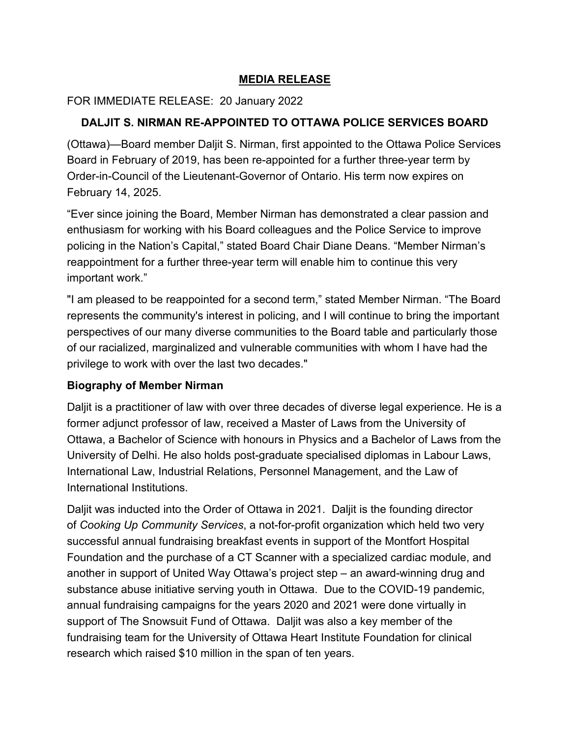**MEDIA RELEASE**

FOR IMMEDIATE RELEASE: 20 January 2022

**DALJIT S. NIRMAN RE-APPOINTED TO OTTAWA POLICE SERVICES BOARD**

(Ottawa)—Board member Daljit S. Nirman, first appointed to the Ottawa Police Services Board in February of 2019, has been re-appointed for a further three-year term by Order-in-Council of the Lieutenant-Governor of Ontario. His term now expires on February 14, 2025.

“Ever since joining the Board, Member Nirman has demonstrated a clear passion and enthusiasm for working with his Board colleagues and the Police Service to improve policing in the Nation’s Capital,” stated Board Chair Diane Deans. “Member Nirman’s reappointment for a further three-year term will enable him to continue this very important work.”

"I am pleased to be reappointed for a second term,” stated Member Nirman. “The Board represents the community's interest in policing, and I will continue to bring the important perspectives of our many diverse communities to the Board table and particularly those of our racialized, marginalized and vulnerable communities with whom I have had the privilege to work with over the last two decades."

**Biography of Member Nirman**

Daljit is a practitioner of law with over three decades of diverse legal experience. He is a former adjunct professor of law, received a Master of Laws from the University of Ottawa, a Bachelor of Science with honours in Physics and a Bachelor of Laws from the University of Delhi. He also holds post-graduate specialised diplomas in Labour Laws, International Law, Industrial Relations, Personnel Management, and the Law of International Institutions.

Daljit was inducted into the Order of Ottawa in 2021. Daljit is the founding director of *Cooking Up Community Services*, a not-for-profit organization which held two very successful annual fundraising breakfast events in support of the Montfort Hospital Foundation and the purchase of a CT Scanner with a specialized cardiac module, and another in support of United Way Ottawa’s project step – an award-winning drug and substance abuse initiative serving youth in Ottawa. Due to the COVID-19 pandemic, annual fundraising campaigns for the years 2020 and 2021 were done virtually in support of The Snowsuit Fund of Ottawa. Daljit was also a key member of the fundraising team for the University of Ottawa Heart Institute Foundation for clinical research which raised $10 million in the span of ten years.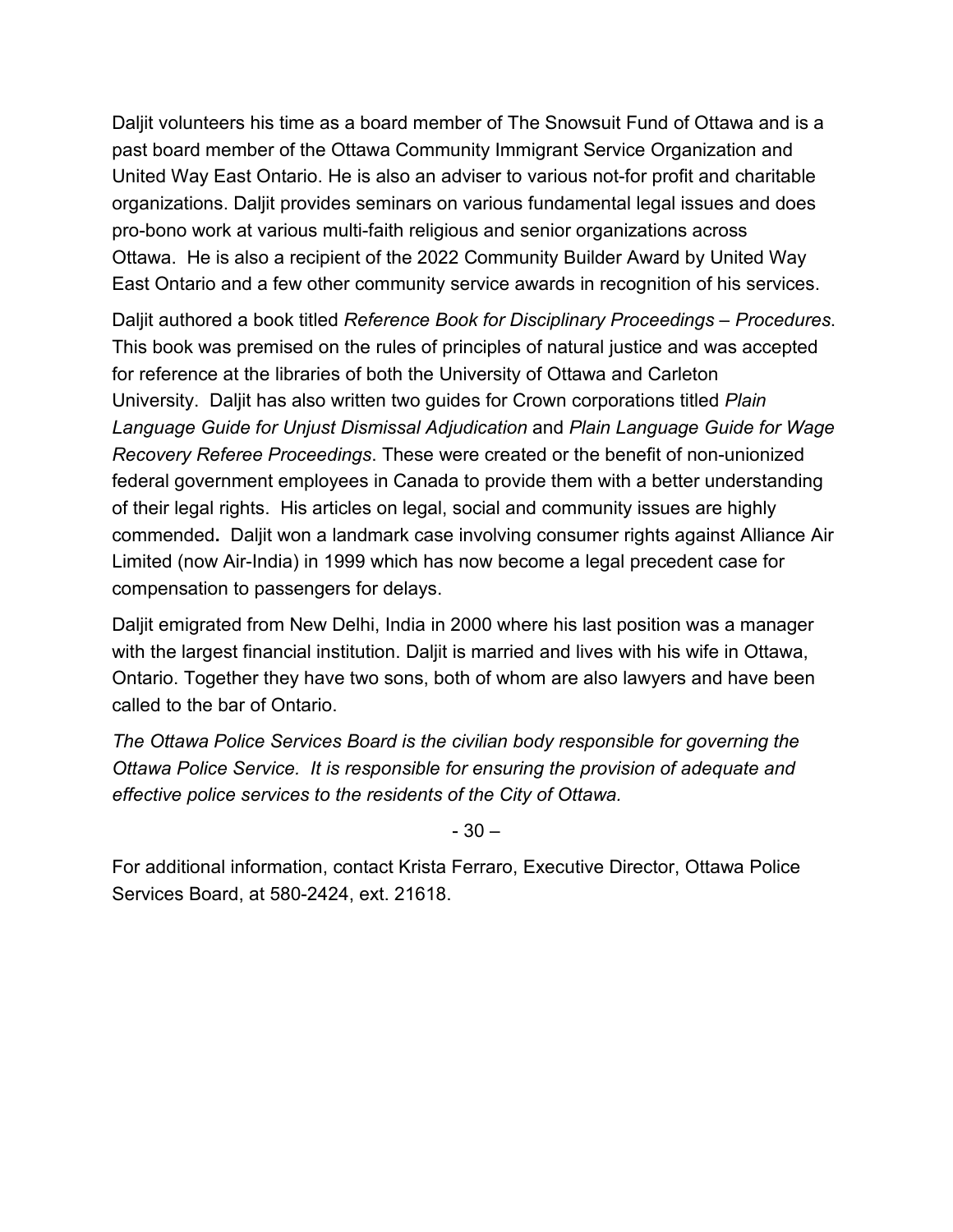Daljit volunteers his time as a board member of The Snowsuit Fund of Ottawa and is a past board member of the Ottawa Community Immigrant Service Organization and United Way East Ontario. He is also an adviser to various not-for profit and charitable organizations. Daljit provides seminars on various fundamental legal issues and does pro-bono work at various multi-faith religious and senior organizations across Ottawa. He is also a recipient of the 2022 Community Builder Award by United Way East Ontario and a few other community service awards in recognition of his services.

Daljit authored a book titled *Reference Book for Disciplinary Proceedings – Procedures*. This book was premised on the rules of principles of natural justice and was accepted for reference at the libraries of both the University of Ottawa and Carleton University. Daljit has also written two guides for Crown corporations titled *Plain Language Guide for Unjust Dismissal Adjudication* and *Plain Language Guide for Wage Recovery Referee Proceedings*. These were created or the benefit of non-unionized federal government employees in Canada to provide them with a better understanding of their legal rights. His articles on legal, social and community issues are highly commended**.** Daljit won a landmark case involving consumer rights against Alliance Air Limited (now Air-India) in 1999 which has now become a legal precedent case for compensation to passengers for delays.

Daljit emigrated from New Delhi, India in 2000 where his last position was a manager with the largest financial institution. Daljit is married and lives with his wife in Ottawa, Ontario. Together they have two sons, both of whom are also lawyers and have been called to the bar of Ontario.

*The Ottawa Police Services Board is the civilian body responsible for governing the Ottawa Police Service. It is responsible for ensuring the provision of adequate and effective police services to the residents of the City of Ottawa.*

- 30 –

For additional information, contact Krista Ferraro, Executive Director, Ottawa Police Services Board, at 580-2424, ext. 21618.